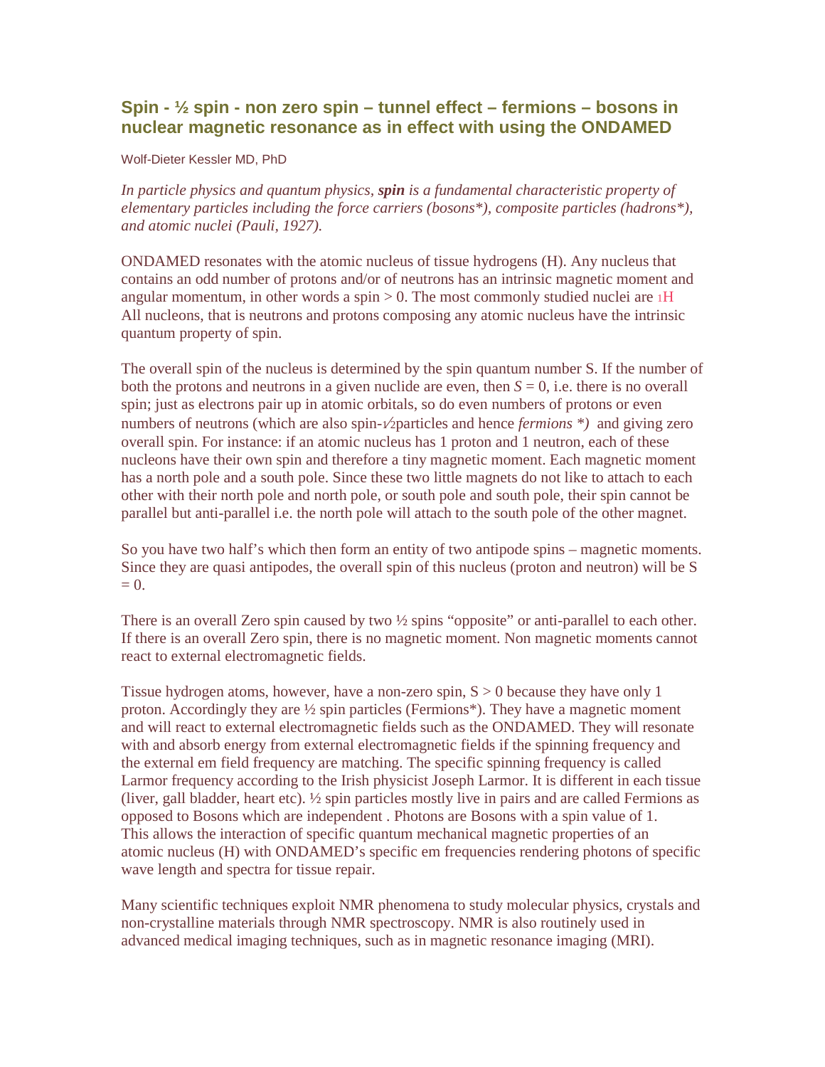## Spin - ½ spin - non zero spin – tunnel effect – fermions – bosons in nuclear magnetic resonance as in effect with using the ONDAMED

Wolf-Dieter Kessler MD, PhD

*In particle physics and quantum physics, **spin** is a fundamental characteristic property of elementary particles including the force carriers (bosons*), composite particles (hadrons*), and atomic nuclei (Pauli, 1927).*

ONDAMED resonates with the atomic nucleus of tissue hydrogens (H). Any nucleus that contains an odd number of protons and/or of neutrons has an intrinsic magnetic moment and angular momentum, in other words a spin > 0. The most commonly studied nuclei are $_1H$ All nucleons, that is neutrons and protons composing any atomic nucleus have the intrinsic quantum property of spin.

The overall spin of the nucleus is determined by the spin quantum number S. If the number of both the protons and neutrons in a given nuclide are even, then $S = 0$, i.e. there is no overall spin; just as electrons pair up in atomic orbitals, so do even numbers of protons or even numbers of neutrons (which are also spin-½particles and hence *fermions *)* and giving zero overall spin. For instance: if an atomic nucleus has 1 proton and 1 neutron, each of these nucleons have their own spin and therefore a tiny magnetic moment. Each magnetic moment has a north pole and a south pole. Since these two little magnets do not like to attach to each other with their north pole and north pole, or south pole and south pole, their spin cannot be parallel but anti-parallel i.e. the north pole will attach to the south pole of the other magnet.

So you have two half's which then form an entity of two antipode spins – magnetic moments. Since they are quasi antipodes, the overall spin of this nucleus (proton and neutron) will be S = 0.

There is an overall Zero spin caused by two ½ spins "opposite" or anti-parallel to each other. If there is an overall Zero spin, there is no magnetic moment. Non magnetic moments cannot react to external electromagnetic fields.

Tissue hydrogen atoms, however, have a non-zero spin, S > 0 because they have only 1 proton. Accordingly they are ½ spin particles (Fermions*). They have a magnetic moment and will react to external electromagnetic fields such as the ONDAMED. They will resonate with and absorb energy from external electromagnetic fields if the spinning frequency and the external em field frequency are matching. The specific spinning frequency is called Larmor frequency according to the Irish physicist Joseph Larmor. It is different in each tissue (liver, gall bladder, heart etc). ½ spin particles mostly live in pairs and are called Fermions as opposed to Bosons which are independent . Photons are Bosons with a spin value of 1. This allows the interaction of specific quantum mechanical magnetic properties of an atomic nucleus (H) with ONDAMED's specific em frequencies rendering photons of specific wave length and spectra for tissue repair.

Many scientific techniques exploit NMR phenomena to study molecular physics, crystals and non-crystalline materials through NMR spectroscopy. NMR is also routinely used in advanced medical imaging techniques, such as in magnetic resonance imaging (MRI).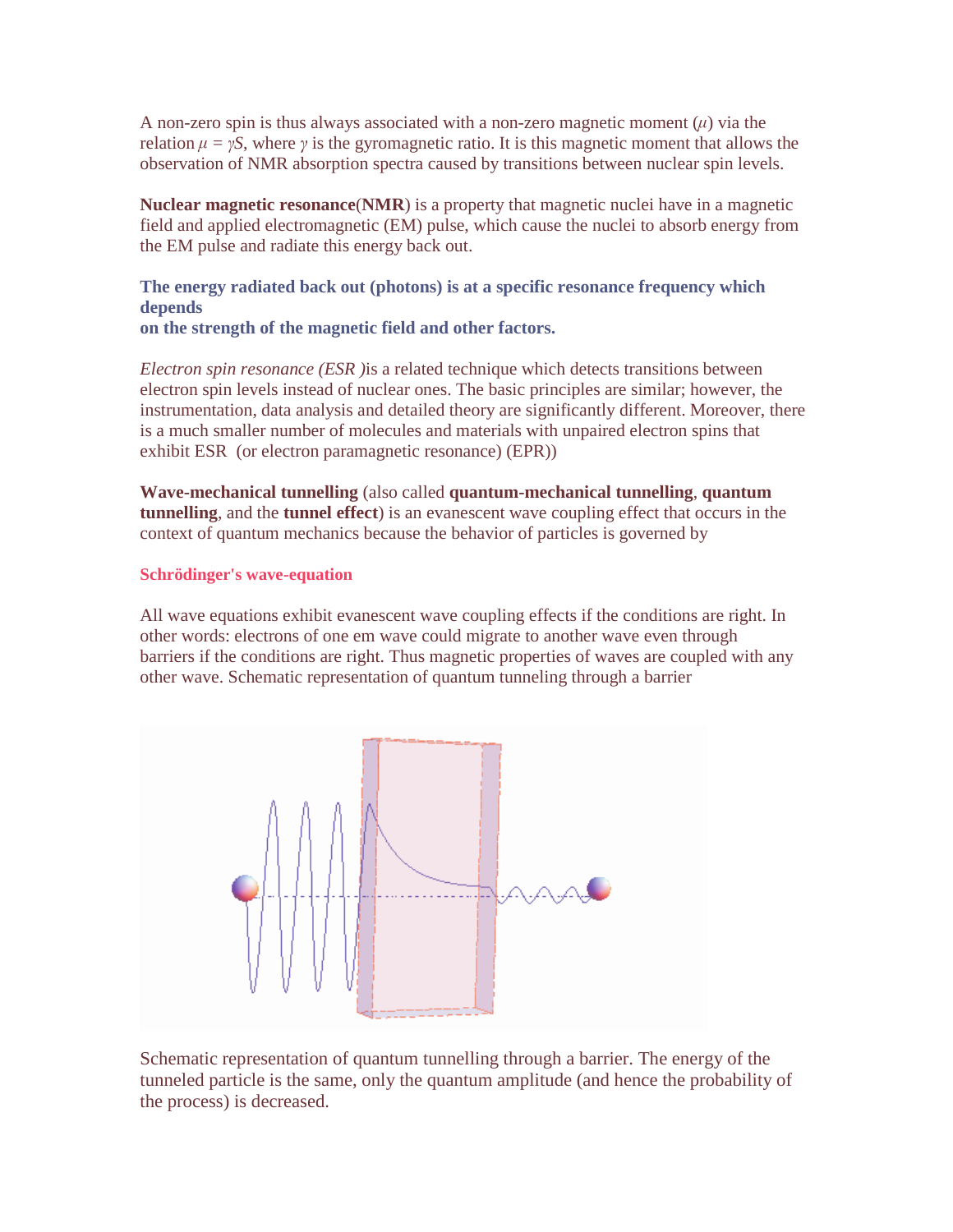A non-zero spin is thus always associated with a non-zero magnetic moment ($\mu$) via the relation $\mu = \gamma S$, where $\gamma$ is the gyromagnetic ratio. It is this magnetic moment that allows the observation of NMR absorption spectra caused by transitions between nuclear spin levels.

**Nuclear magnetic resonance**(**NMR**) is a property that magnetic nuclei have in a magnetic field and applied electromagnetic (EM) pulse, which cause the nuclei to absorb energy from the EM pulse and radiate this energy back out.

**The energy radiated back out (photons) is at a specific resonance frequency which depends on the strength of the magnetic field and other factors.**

*Electron spin resonance (ESR )*is a related technique which detects transitions between electron spin levels instead of nuclear ones. The basic principles are similar; however, the instrumentation, data analysis and detailed theory are significantly different. Moreover, there is a much smaller number of molecules and materials with unpaired electron spins that exhibit ESR (or electron paramagnetic resonance) (EPR))

**Wave-mechanical tunnelling** (also called **quantum-mechanical tunnelling**, **quantum tunnelling**, and the **tunnel effect**) is an evanescent wave coupling effect that occurs in the context of quantum mechanics because the behavior of particles is governed by

**Schrödinger's wave-equation**

All wave equations exhibit evanescent wave coupling effects if the conditions are right. In other words: electrons of one em wave could migrate to another wave even through barriers if the conditions are right. Thus magnetic properties of waves are coupled with any other wave. Schematic representation of quantum tunneling through a barrier

Schematic representation of quantum tunnelling through a barrier. The energy of the tunneled particle is the same, only the quantum amplitude (and hence the probability of the process) is decreased.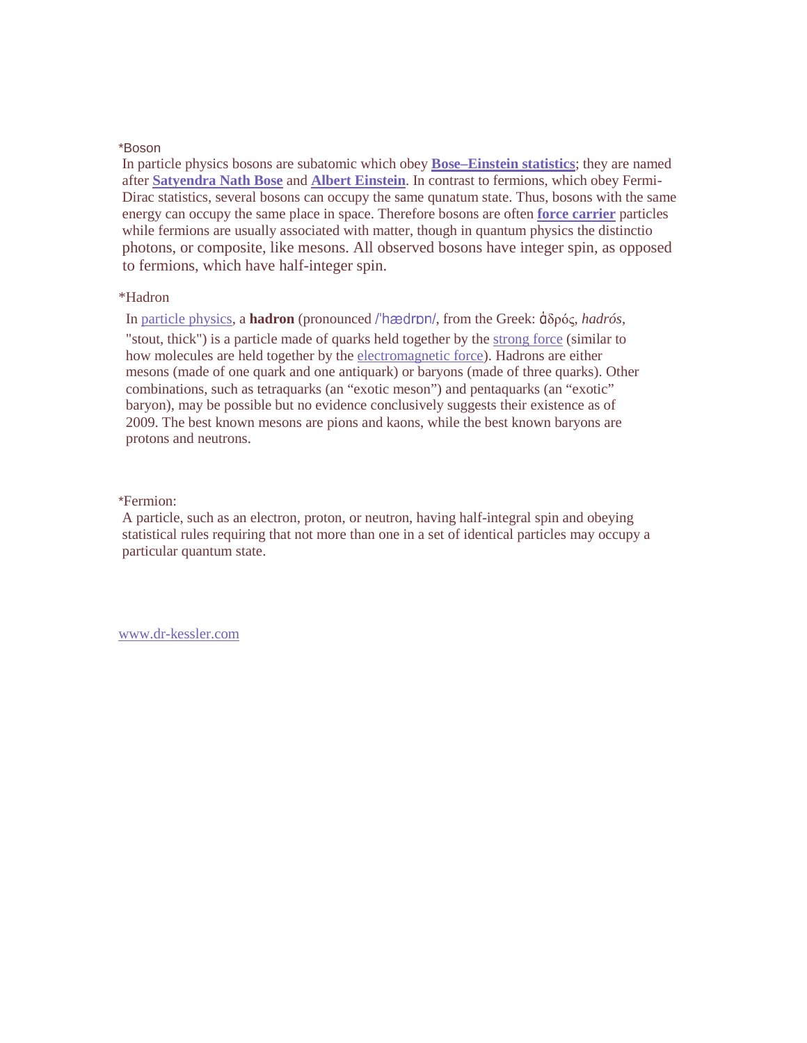*Boson

In particle physics bosons are subatomic which obey **Bose–Einstein statistics**; they are named after **Satyendra Nath Bose** and **Albert Einstein**. In contrast to fermions, which obey Fermi-Dirac statistics, several bosons can occupy the same qunatum state. Thus, bosons with the same energy can occupy the same place in space. Therefore bosons are often **force carrier** particles while fermions are usually associated with matter, though in quantum physics the distinctio photons, or composite, like mesons. All observed bosons have integer spin, as opposed to fermions, which have half-integer spin.

*Hadron

In particle physics, a **hadron** (pronounced /ˈhædrɒn/, from the Greek: ἁδρός, *hadrós*, "stout, thick") is a particle made of quarks held together by the strong force (similar to how molecules are held together by the electromagnetic force). Hadrons are either mesons (made of one quark and one antiquark) or baryons (made of three quarks). Other combinations, such as tetraquarks (an "exotic meson") and pentaquarks (an "exotic" baryon), may be possible but no evidence conclusively suggests their existence as of 2009. The best known mesons are pions and kaons, while the best known baryons are protons and neutrons.

*Fermion:

A particle, such as an electron, proton, or neutron, having half-integral spin and obeying statistical rules requiring that not more than one in a set of identical particles may occupy a particular quantum state.

www.dr-kessler.com